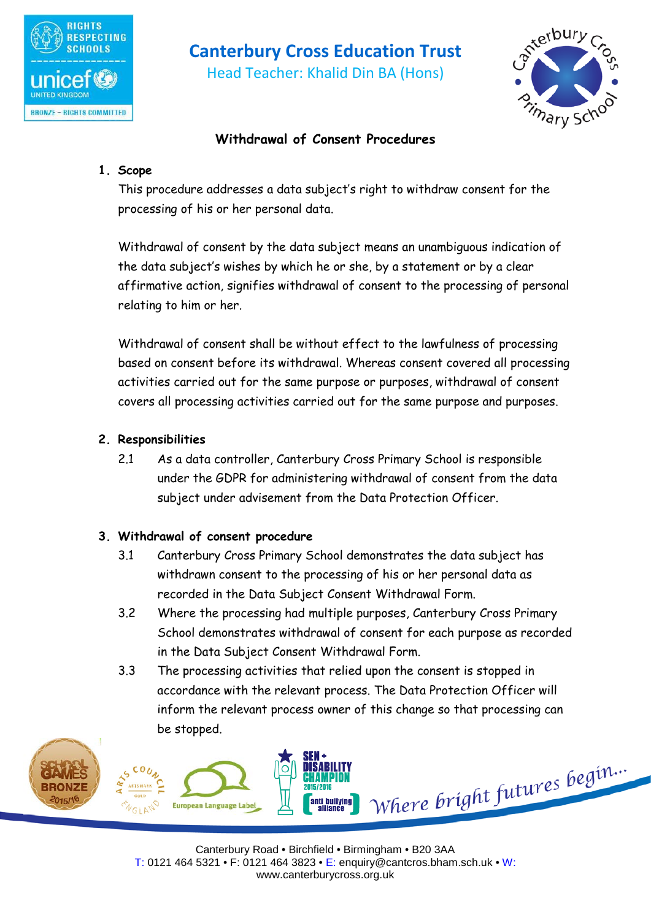# Canterbury Cross Education Trust

Head Teacher: Khalid Din BA (Hons)

## Withdrawal of Consent Procedures

### 1. Scope

This procedure addresses a data subject's right to withdraw consent for the processing of his or her personal data.

Withdrawal of consent by the data subject means an unambiguous indication of the data subject's wishes by which he or she, by a statement or by a clear affirmative action, signifies withdrawal of consent to the processing of personal relating to him or her.

Withdrawal of consent shall be without effect to the lawfulness of processing based on consent before its withdrawal. Whereas consent covered all processing activities carried out for the same purpose or purposes, withdrawal of consent covers all processing activities carried out for the same purpose and purposes.

### 2. Responsibilities

2.1 As a data controller, Canterbury Cross Primary School is responsible under the GDPR for administering withdrawal of consent from the data subject under advisement from the Data Protection Officer.

### 3. Withdrawal of consent procedure

3.1 Canterbury Cross Primary School demonstrates the data subject has withdrawn consent to the processing of his or her personal data as recorded in the Data Subject Consent Withdrawal Form.

3.2 Where the processing had multiple purposes, Canterbury Cross Primary School demonstrates withdrawal of consent for each purpose as recorded in the Data Subject Consent Withdrawal Form.

3.3 The processing activities that relied upon the consent is stopped in accordance with the relevant process. The Data Protection Officer will inform the relevant process owner of this change so that processing can be stopped.

Where bright futures begin...

Canterbury Road • Birchfield • Birmingham • B20 3AA
T: 0121 464 5321 • F: 0121 464 3823 • E: enquiry@cantcros.bham.sch.uk • W: www.canterburycross.org.uk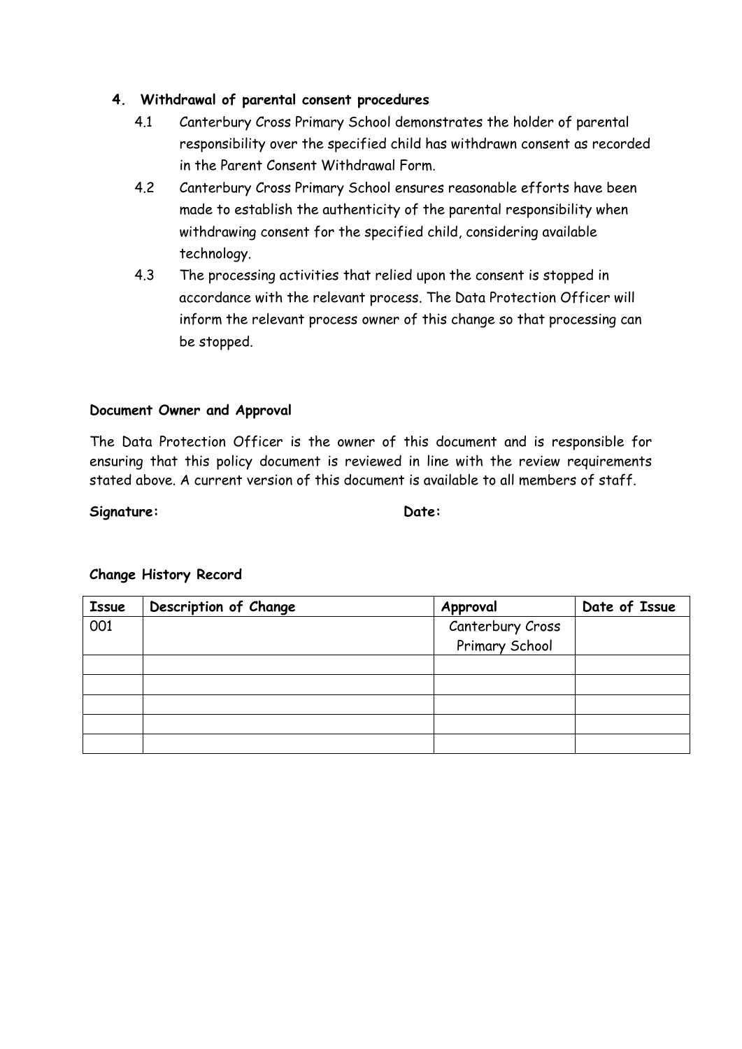## 4. Withdrawal of parental consent procedures

4.1 Canterbury Cross Primary School demonstrates the holder of parental responsibility over the specified child has withdrawn consent as recorded in the Parent Consent Withdrawal Form.

4.2 Canterbury Cross Primary School ensures reasonable efforts have been made to establish the authenticity of the parental responsibility when withdrawing consent for the specified child, considering available technology.

4.3 The processing activities that relied upon the consent is stopped in accordance with the relevant process. The Data Protection Officer will inform the relevant process owner of this change so that processing can be stopped.

**Document Owner and Approval**

The Data Protection Officer is the owner of this document and is responsible for ensuring that this policy document is reviewed in line with the review requirements stated above. A current version of this document is available to all members of staff.

**Signature:** **Date:**

**Change History Record**

| Issue | Description of Change | Approval | Date of Issue |
|---|---|---|---|
| 001 | | Canterbury Cross Primary School | |
| | | | |
| | | | |
| | | | |
| | | | |
| | | | |